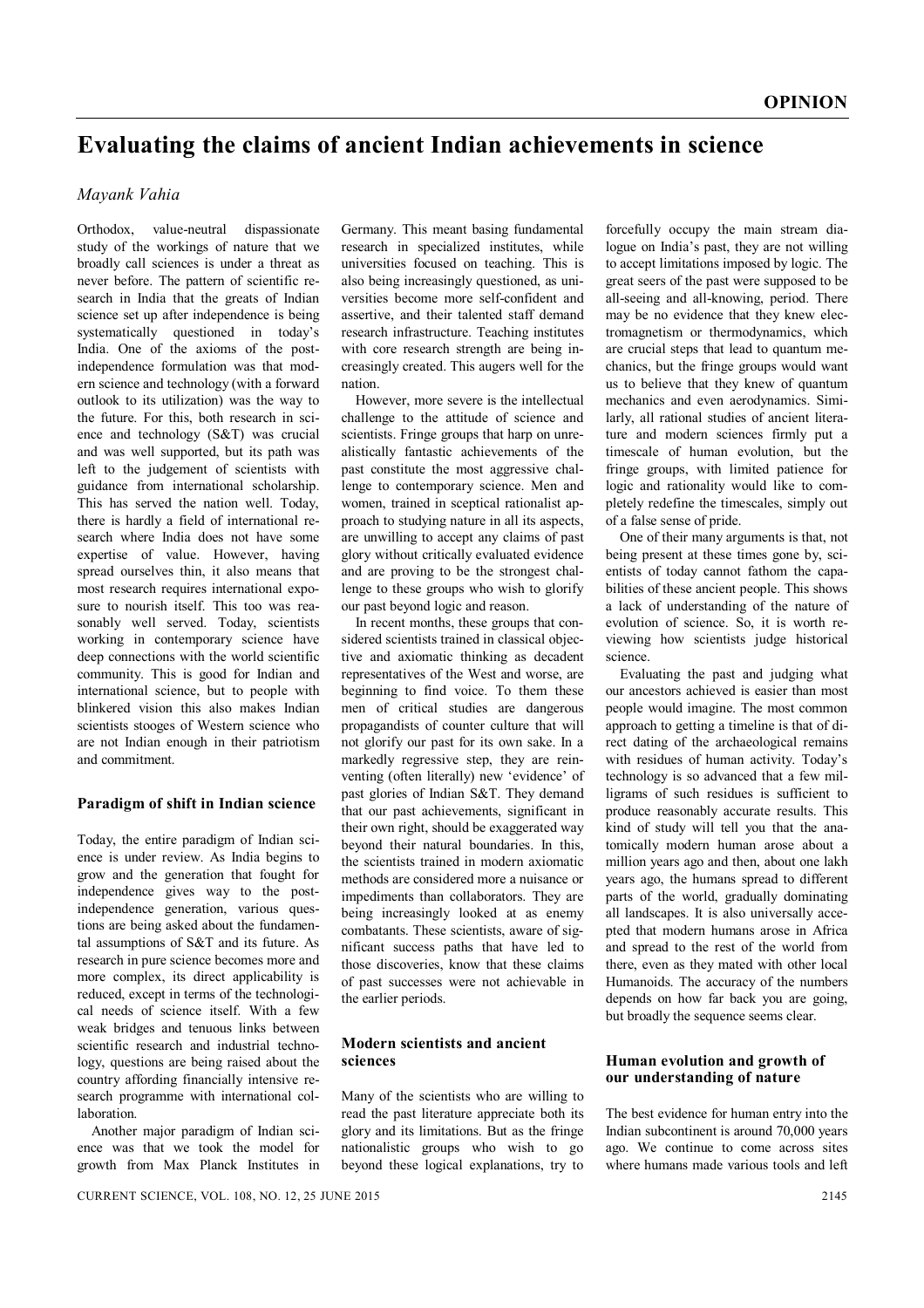# Evaluating the claims of ancient Indian achievements in science

*Mayank Vahia*

Orthodox, value-neutral dispassionate study of the workings of nature that we broadly call sciences is under a threat as never before. The pattern of scientific research in India that the greats of Indian science set up after independence is being systematically questioned in today's India. One of the axioms of the post-independence formulation was that modern science and technology (with a forward outlook to its utilization) was the way to the future. For this, both research in science and technology (S&T) was crucial and was well supported, but its path was left to the judgement of scientists with guidance from international scholarship. This has served the nation well. Today, there is hardly a field of international research where India does not have some expertise of value. However, having spread ourselves thin, it also means that most research requires international exposure to nourish itself. This too was reasonably well served. Today, scientists working in contemporary science have deep connections with the world scientific community. This is good for Indian and international science, but to people with blinkered vision this also makes Indian scientists stooges of Western science who are not Indian enough in their patriotism and commitment.

## Paradigm of shift in Indian science

Today, the entire paradigm of Indian science is under review. As India begins to grow and the generation that fought for independence gives way to the post-independence generation, various questions are being asked about the fundamental assumptions of S&T and its future. As research in pure science becomes more and more complex, its direct applicability is reduced, except in terms of the technological needs of science itself. With a few weak bridges and tenuous links between scientific research and industrial technology, questions are being raised about the country affording financially intensive research programme with international collaboration.

Another major paradigm of Indian science was that we took the model for growth from Max Planck Institutes in Germany. This meant basing fundamental research in specialized institutes, while universities focused on teaching. This is also being increasingly questioned, as universities become more self-confident and assertive, and their talented staff demand research infrastructure. Teaching institutes with core research strength are being increasingly created. This augers well for the nation.

However, more severe is the intellectual challenge to the attitude of science and scientists. Fringe groups that harp on unrealistically fantastic achievements of the past constitute the most aggressive challenge to contemporary science. Men and women, trained in sceptical rationalist approach to studying nature in all its aspects, are unwilling to accept any claims of past glory without critically evaluated evidence and are proving to be the strongest challenge to these groups who wish to glorify our past beyond logic and reason.

In recent months, these groups that considered scientists trained in classical objective and axiomatic thinking as decadent representatives of the West and worse, are beginning to find voice. To them these men of critical studies are dangerous propagandists of counter culture that will not glorify our past for its own sake. In a markedly regressive step, they are reinventing (often literally) new 'evidence' of past glories of Indian S&T. They demand that our past achievements, significant in their own right, should be exaggerated way beyond their natural boundaries. In this, the scientists trained in modern axiomatic methods are considered more a nuisance or impediments than collaborators. They are being increasingly looked at as enemy combatants. These scientists, aware of significant success paths that have led to those discoveries, know that these claims of past successes were not achievable in the earlier periods.

## Modern scientists and ancient sciences

Many of the scientists who are willing to read the past literature appreciate both its glory and its limitations. But as the fringe nationalistic groups who wish to go beyond these logical explanations, try to forcefully occupy the main stream dialogue on India's past, they are not willing to accept limitations imposed by logic. The great seers of the past were supposed to be all-seeing and all-knowing, period. There may be no evidence that they knew electromagnetism or thermodynamics, which are crucial steps that lead to quantum mechanics, but the fringe groups would want us to believe that they knew of quantum mechanics and even aerodynamics. Similarly, all rational studies of ancient literature and modern sciences firmly put a timescale of human evolution, but the fringe groups, with limited patience for logic and rationality would like to completely redefine the timescales, simply out of a false sense of pride.

One of their many arguments is that, not being present at these times gone by, scientists of today cannot fathom the capabilities of these ancient people. This shows a lack of understanding of the nature of evolution of science. So, it is worth reviewing how scientists judge historical science.

Evaluating the past and judging what our ancestors achieved is easier than most people would imagine. The most common approach to getting a timeline is that of direct dating of the archaeological remains with residues of human activity. Today's technology is so advanced that a few milligrams of such residues is sufficient to produce reasonably accurate results. This kind of study will tell you that the anatomically modern human arose about a million years ago and then, about one lakh years ago, the humans spread to different parts of the world, gradually dominating all landscapes. It is also universally accepted that modern humans arose in Africa and spread to the rest of the world from there, even as they mated with other local Humanoids. The accuracy of the numbers depends on how far back you are going, but broadly the sequence seems clear.

## Human evolution and growth of our understanding of nature

The best evidence for human entry into the Indian subcontinent is around 70,000 years ago. We continue to come across sites where humans made various tools and left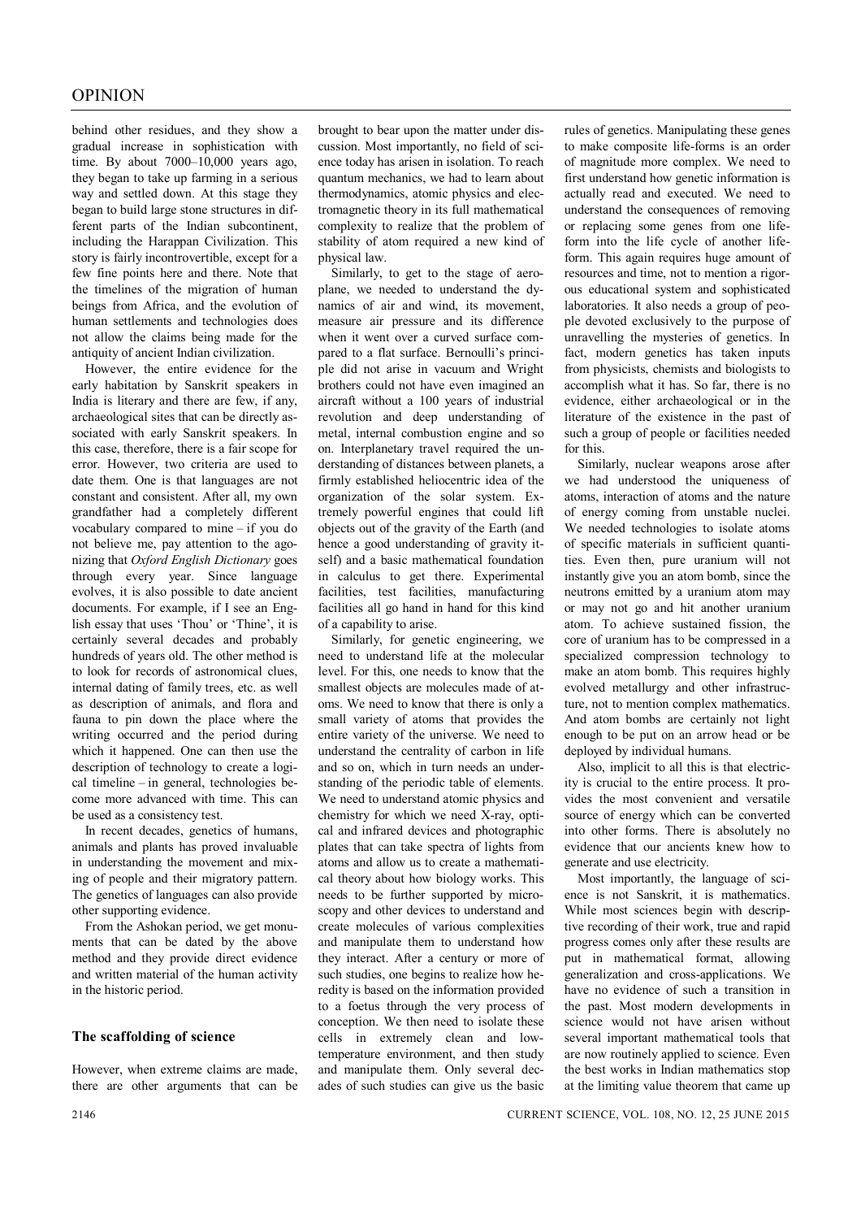behind other residues, and they show a gradual increase in sophistication with time. By about 7000–10,000 years ago, they began to take up farming in a serious way and settled down. At this stage they began to build large stone structures in different parts of the Indian subcontinent, including the Harappan Civilization. This story is fairly incontrovertible, except for a few fine points here and there. Note that the timelines of the migration of human beings from Africa, and the evolution of human settlements and technologies does not allow the claims being made for the antiquity of ancient Indian civilization.

However, the entire evidence for the early habitation by Sanskrit speakers in India is literary and there are few, if any, archaeological sites that can be directly associated with early Sanskrit speakers. In this case, therefore, there is a fair scope for error. However, two criteria are used to date them. One is that languages are not constant and consistent. After all, my own grandfather had a completely different vocabulary compared to mine – if you do not believe me, pay attention to the agonizing that *Oxford English Dictionary* goes through every year. Since language evolves, it is also possible to date ancient documents. For example, if I see an English essay that uses 'Thou' or 'Thine', it is certainly several decades and probably hundreds of years old. The other method is to look for records of astronomical clues, internal dating of family trees, etc. as well as description of animals, and flora and fauna to pin down the place where the writing occurred and the period during which it happened. One can then use the description of technology to create a logical timeline – in general, technologies become more advanced with time. This can be used as a consistency test.

In recent decades, genetics of humans, animals and plants has proved invaluable in understanding the movement and mixing of people and their migratory pattern. The genetics of languages can also provide other supporting evidence.

From the Ashokan period, we get monuments that can be dated by the above method and they provide direct evidence and written material of the human activity in the historic period.

## The scaffolding of science

However, when extreme claims are made, there are other arguments that can be brought to bear upon the matter under discussion. Most importantly, no field of science today has arisen in isolation. To reach quantum mechanics, we had to learn about thermodynamics, atomic physics and electromagnetic theory in its full mathematical complexity to realize that the problem of stability of atom required a new kind of physical law.

Similarly, to get to the stage of aeroplane, we needed to understand the dynamics of air and wind, its movement, measure air pressure and its difference when it went over a curved surface compared to a flat surface. Bernoulli's principle did not arise in vacuum and Wright brothers could not have even imagined an aircraft without a 100 years of industrial revolution and deep understanding of metal, internal combustion engine and so on. Interplanetary travel required the understanding of distances between planets, a firmly established heliocentric idea of the organization of the solar system. Extremely powerful engines that could lift objects out of the gravity of the Earth (and hence a good understanding of gravity itself) and a basic mathematical foundation in calculus to get there. Experimental facilities, test facilities, manufacturing facilities all go hand in hand for this kind of a capability to arise.

Similarly, for genetic engineering, we need to understand life at the molecular level. For this, one needs to know that the smallest objects are molecules made of atoms. We need to know that there is only a small variety of atoms that provides the entire variety of the universe. We need to understand the centrality of carbon in life and so on, which in turn needs an understanding of the periodic table of elements. We need to understand atomic physics and chemistry for which we need X-ray, optical and infrared devices and photographic plates that can take spectra of lights from atoms and allow us to create a mathematical theory about how biology works. This needs to be further supported by microscopy and other devices to understand and create molecules of various complexities and manipulate them to understand how they interact. After a century or more of such studies, one begins to realize how heredity is based on the information provided to a foetus through the very process of conception. We then need to isolate these cells in extremely clean and low-temperature environment, and then study and manipulate them. Only several decades of such studies can give us the basic rules of genetics. Manipulating these genes to make composite life-forms is an order of magnitude more complex. We need to first understand how genetic information is actually read and executed. We need to understand the consequences of removing or replacing some genes from one life-form into the life cycle of another life-form. This again requires huge amount of resources and time, not to mention a rigorous educational system and sophisticated laboratories. It also needs a group of people devoted exclusively to the purpose of unravelling the mysteries of genetics. In fact, modern genetics has taken inputs from physicists, chemists and biologists to accomplish what it has. So far, there is no evidence, either archaeological or in the literature of the existence in the past of such a group of people or facilities needed for this.

Similarly, nuclear weapons arose after we had understood the uniqueness of atoms, interaction of atoms and the nature of energy coming from unstable nuclei. We needed technologies to isolate atoms of specific materials in sufficient quantities. Even then, pure uranium will not instantly give you an atom bomb, since the neutrons emitted by a uranium atom may or may not go and hit another uranium atom. To achieve sustained fission, the core of uranium has to be compressed in a specialized compression technology to make an atom bomb. This requires highly evolved metallurgy and other infrastructure, not to mention complex mathematics. And atom bombs are certainly not light enough to be put on an arrow head or be deployed by individual humans.

Also, implicit to all this is that electricity is crucial to the entire process. It provides the most convenient and versatile source of energy which can be converted into other forms. There is absolutely no evidence that our ancients knew how to generate and use electricity.

Most importantly, the language of science is not Sanskrit, it is mathematics. While most sciences begin with descriptive recording of their work, true and rapid progress comes only after these results are put in mathematical format, allowing generalization and cross-applications. We have no evidence of such a transition in the past. Most modern developments in science would not have arisen without several important mathematical tools that are now routinely applied to science. Even the best works in Indian mathematics stop at the limiting value theorem that came up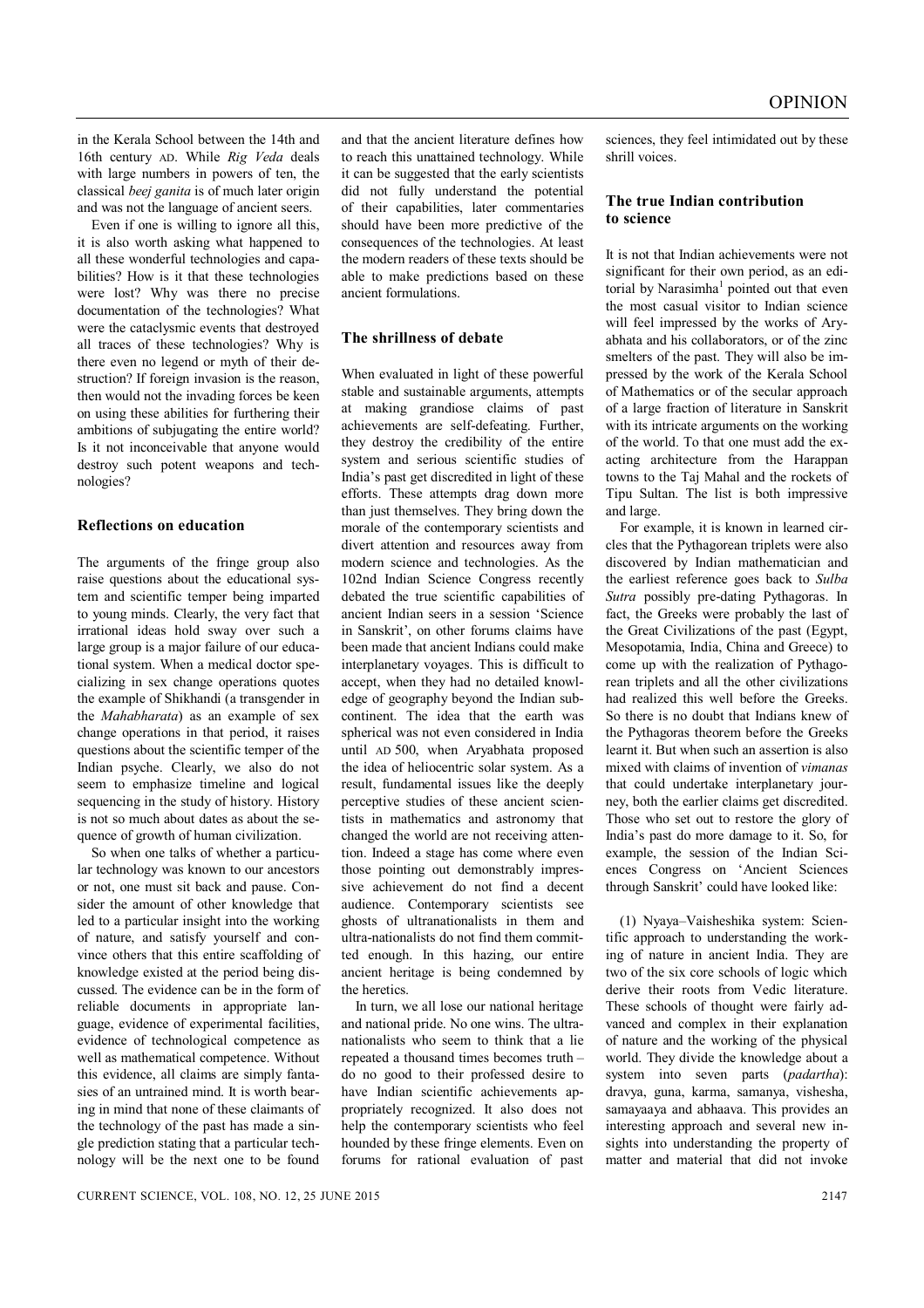in the Kerala School between the 14th and 16th century AD. While *Rig Veda* deals with large numbers in powers of ten, the classical *beej ganita* is of much later origin and was not the language of ancient seers.

Even if one is willing to ignore all this, it is also worth asking what happened to all these wonderful technologies and capabilities? How is it that these technologies were lost? Why was there no precise documentation of the technologies? What were the cataclysmic events that destroyed all traces of these technologies? Why is there even no legend or myth of their destruction? If foreign invasion is the reason, then would not the invading forces be keen on using these abilities for furthering their ambitions of subjugating the entire world? Is it not inconceivable that anyone would destroy such potent weapons and technologies?

### Reflections on education

The arguments of the fringe group also raise questions about the educational system and scientific temper being imparted to young minds. Clearly, the very fact that irrational ideas hold sway over such a large group is a major failure of our educational system. When a medical doctor specializing in sex change operations quotes the example of Shikhandi (a transgender in the *Mahabharata*) as an example of sex change operations in that period, it raises questions about the scientific temper of the Indian psyche. Clearly, we also do not seem to emphasize timeline and logical sequencing in the study of history. History is not so much about dates as about the sequence of growth of human civilization.

So when one talks of whether a particular technology was known to our ancestors or not, one must sit back and pause. Consider the amount of other knowledge that led to a particular insight into the working of nature, and satisfy yourself and convince others that this entire scaffolding of knowledge existed at the period being discussed. The evidence can be in the form of reliable documents in appropriate language, evidence of experimental facilities, evidence of technological competence as well as mathematical competence. Without this evidence, all claims are simply fantasies of an untrained mind. It is worth bearing in mind that none of these claimants of the technology of the past has made a single prediction stating that a particular technology will be the next one to be found and that the ancient literature defines how to reach this unattained technology. While it can be suggested that the early scientists did not fully understand the potential of their capabilities, later commentaries should have been more predictive of the consequences of the technologies. At least the modern readers of these texts should be able to make predictions based on these ancient formulations.

### The shrillness of debate

When evaluated in light of these powerful stable and sustainable arguments, attempts at making grandiose claims of past achievements are self-defeating. Further, they destroy the credibility of the entire system and serious scientific studies of India's past get discredited in light of these efforts. These attempts drag down more than just themselves. They bring down the morale of the contemporary scientists and divert attention and resources away from modern science and technologies. As the 102nd Indian Science Congress recently debated the true scientific capabilities of ancient Indian seers in a session 'Science in Sanskrit', on other forums claims have been made that ancient Indians could make interplanetary voyages. This is difficult to accept, when they had no detailed knowledge of geography beyond the Indian subcontinent. The idea that the earth was spherical was not even considered in India until AD 500, when Aryabhata proposed the idea of heliocentric solar system. As a result, fundamental issues like the deeply perceptive studies of these ancient scientists in mathematics and astronomy that changed the world are not receiving attention. Indeed a stage has come where even those pointing out demonstrably impressive achievement do not find a decent audience. Contemporary scientists see ghosts of ultranationalists in them and ultra-nationalists do not find them committed enough. In this hazing, our entire ancient heritage is being condemned by the heretics.

In turn, we all lose our national heritage and national pride. No one wins. The ultranationalists who seem to think that a lie repeated a thousand times becomes truth – do no good to their professed desire to have Indian scientific achievements appropriately recognized. It also does not help the contemporary scientists who feel hounded by these fringe elements. Even on forums for rational evaluation of past sciences, they feel intimidated out by these shrill voices.

### The true Indian contribution to science

It is not that Indian achievements were not significant for their own period, as an editorial by Narasimha[1] pointed out that even the most casual visitor to Indian science will feel impressed by the works of Aryabhata and his collaborators, or of the zinc smelters of the past. They will also be impressed by the work of the Kerala School of Mathematics or of the secular approach of a large fraction of literature in Sanskrit with its intricate arguments on the working of the world. To that one must add the exacting architecture from the Harappan towns to the Taj Mahal and the rockets of Tipu Sultan. The list is both impressive and large.

For example, it is known in learned circles that the Pythagorean triplets were also discovered by Indian mathematician and the earliest reference goes back to *Sulba Sutra* possibly pre-dating Pythagoras. In fact, the Greeks were probably the last of the Great Civilizations of the past (Egypt, Mesopotamia, India, China and Greece) to come up with the realization of Pythagorean triplets and all the other civilizations had realized this well before the Greeks. So there is no doubt that Indians knew of the Pythagoras theorem before the Greeks learnt it. But when such an assertion is also mixed with claims of invention of *vimanas* that could undertake interplanetary journey, both the earlier claims get discredited. Those who set out to restore the glory of India's past do more damage to it. So, for example, the session of the Indian Sciences Congress on 'Ancient Sciences through Sanskrit' could have looked like:

(1) Nyaya–Vaisheshika system: Scientific approach to understanding the working of nature in ancient India. They are two of the six core schools of logic which derive their roots from Vedic literature. These schools of thought were fairly advanced and complex in their explanation of nature and the working of the physical world. They divide the knowledge about a system into seven parts (*padartha*): dravya, guna, karma, samanya, vishesha, samayaaya and abhaava. This provides an interesting approach and several new insights into understanding the property of matter and material that did not invoke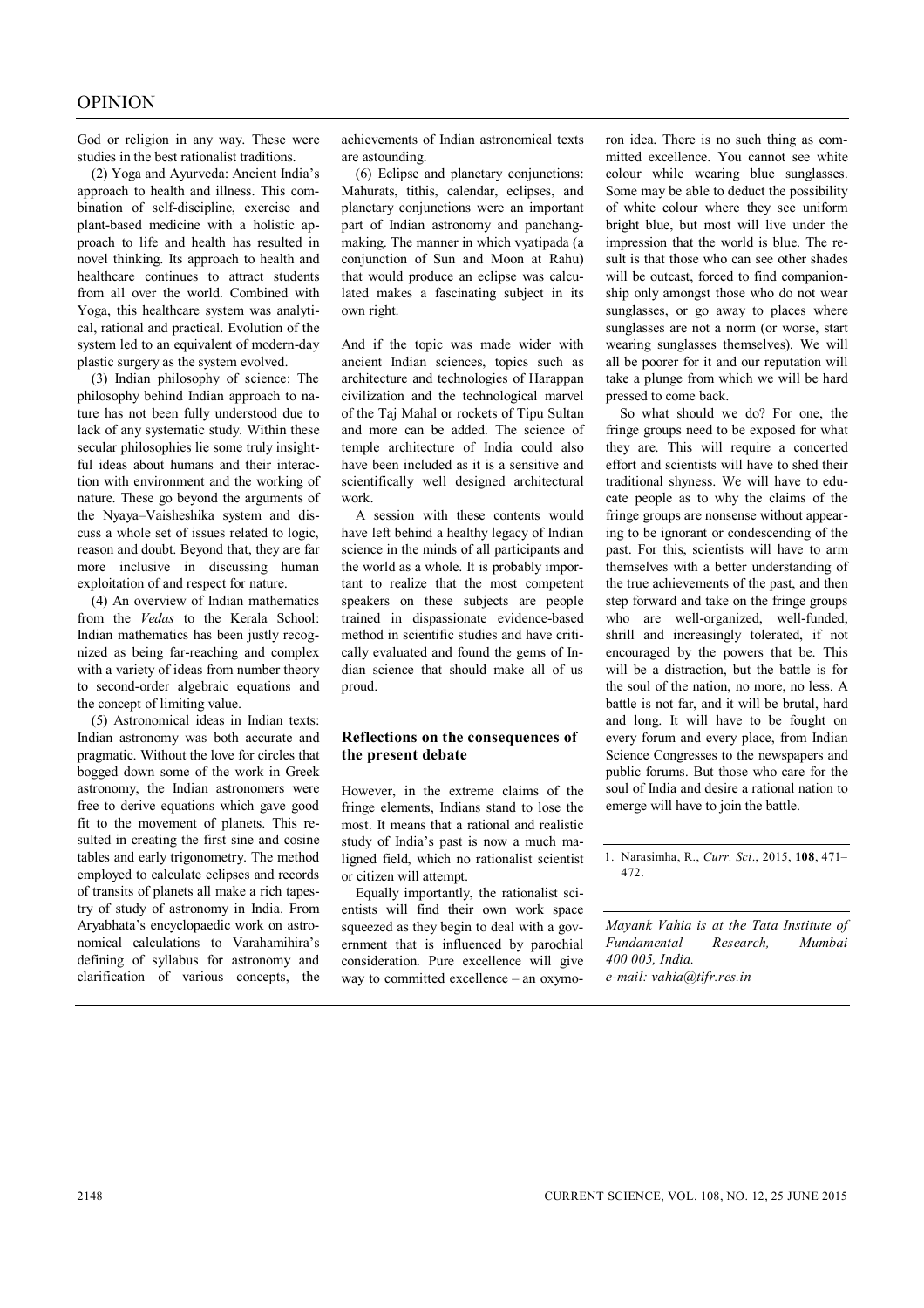God or religion in any way. These were studies in the best rationalist traditions.

(2) Yoga and Ayurveda: Ancient India's approach to health and illness. This combination of self-discipline, exercise and plant-based medicine with a holistic approach to life and health has resulted in novel thinking. Its approach to health and healthcare continues to attract students from all over the world. Combined with Yoga, this healthcare system was analytical, rational and practical. Evolution of the system led to an equivalent of modern-day plastic surgery as the system evolved.

(3) Indian philosophy of science: The philosophy behind Indian approach to nature has not been fully understood due to lack of any systematic study. Within these secular philosophies lie some truly insightful ideas about humans and their interaction with environment and the working of nature. These go beyond the arguments of the Nyaya–Vaisheshika system and discuss a whole set of issues related to logic, reason and doubt. Beyond that, they are far more inclusive in discussing human exploitation of and respect for nature.

(4) An overview of Indian mathematics from the *Vedas* to the Kerala School: Indian mathematics has been justly recognized as being far-reaching and complex with a variety of ideas from number theory to second-order algebraic equations and the concept of limiting value.

(5) Astronomical ideas in Indian texts: Indian astronomy was both accurate and pragmatic. Without the love for circles that bogged down some of the work in Greek astronomy, the Indian astronomers were free to derive equations which gave good fit to the movement of planets. This resulted in creating the first sine and cosine tables and early trigonometry. The method employed to calculate eclipses and records of transits of planets all make a rich tapestry of study of astronomy in India. From Aryabhata's encyclopaedic work on astronomical calculations to Varahamihira's defining of syllabus for astronomy and clarification of various concepts, the achievements of Indian astronomical texts are astounding.

(6) Eclipse and planetary conjunctions: Mahurats, tithis, calendar, eclipses, and planetary conjunctions were an important part of Indian astronomy and panchangmaking. The manner in which vyatipada (a conjunction of Sun and Moon at Rahu) that would produce an eclipse was calculated makes a fascinating subject in its own right.

And if the topic was made wider with ancient Indian sciences, topics such as architecture and technologies of Harappan civilization and the technological marvel of the Taj Mahal or rockets of Tipu Sultan and more can be added. The science of temple architecture of India could also have been included as it is a sensitive and scientifically well designed architectural work.

A session with these contents would have left behind a healthy legacy of Indian science in the minds of all participants and the world as a whole. It is probably important to realize that the most competent speakers on these subjects are people trained in dispassionate evidence-based method in scientific studies and have critically evaluated and found the gems of Indian science that should make all of us proud.

## Reflections on the consequences of the present debate

However, in the extreme claims of the fringe elements, Indians stand to lose the most. It means that a rational and realistic study of India's past is now a much maligned field, which no rationalist scientist or citizen will attempt.

Equally importantly, the rationalist scientists will find their own work space squeezed as they begin to deal with a government that is influenced by parochial consideration. Pure excellence will give way to committed excellence – an oxymoron idea. There is no such thing as committed excellence. You cannot see white colour while wearing blue sunglasses. Some may be able to deduct the possibility of white colour where they see uniform bright blue, but most will live under the impression that the world is blue. The result is that those who can see other shades will be outcast, forced to find companionship only amongst those who do not wear sunglasses, or go away to places where sunglasses are not a norm (or worse, start wearing sunglasses themselves). We will all be poorer for it and our reputation will take a plunge from which we will be hard pressed to come back.

So what should we do? For one, the fringe groups need to be exposed for what they are. This will require a concerted effort and scientists will have to shed their traditional shyness. We will have to educate people as to why the claims of the fringe groups are nonsense without appearing to be ignorant or condescending of the past. For this, scientists will have to arm themselves with a better understanding of the true achievements of the past, and then step forward and take on the fringe groups who are well-organized, well-funded, shrill and increasingly tolerated, if not encouraged by the powers that be. This will be a distraction, but the battle is for the soul of the nation, no more, no less. A battle is not far, and it will be brutal, hard and long. It will have to be fought on every forum and every place, from Indian Science Congresses to the newspapers and public forums. But those who care for the soul of India and desire a rational nation to emerge will have to join the battle.

1. Narasimha, R., *Curr. Sci*., 2015, **108**, 471–472.

*Mayank Vahia is at the Tata Institute of Fundamental Research, Mumbai 400 005, India.*
*e-mail: vahia@tifr.res.in*